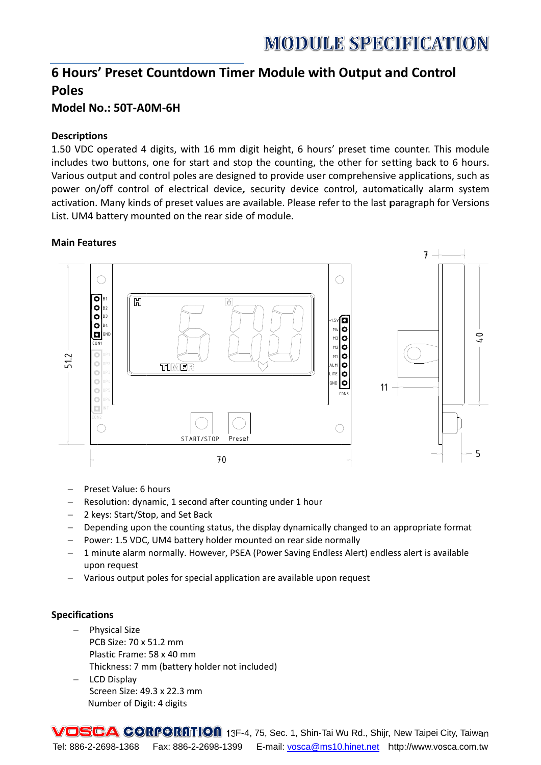# MODULE SPECIFICATION

## 6 Hours' Preset Countdown Timer Module with Output and Control Poles

### Model No.: 50T-A0M-6H

**Descriptions**

1.50 VDC operated 4 digits, with 16 mm digit height, 6 hours' preset time counter. This module includes two buttons, one for start and stop the counting, the other for setting back to 6 hours. Various output and control poles are designed to provide user comprehensive applications, such as power on/off control of electrical device, security device control, automatically alarm system activation. Many kinds of preset values are available. Please refer to the last paragraph for Versions List. UM4 battery mounted on the rear side of module.

**Main Features**

- Preset Value: 6 hours
- Resolution: dynamic, 1 second after counting under 1 hour
- 2 keys: Start/Stop, and Set Back
- Depending upon the counting status, the display dynamically changed to an appropriate format
- Power: 1.5 VDC, UM4 battery holder mounted on rear side normally
- 1 minute alarm normally. However, PSEA (Power Saving Endless Alert) endless alert is available upon request
- Various output poles for special application are available upon request

**Specifications**

- Physical Size
  PCB Size: 70 x 51.2 mm
  Plastic Frame: 58 x 40 mm
  Thickness: 7 mm (battery holder not included)
- LCD Display
  Screen Size: 49.3 x 22.3 mm
  Number of Digit: 4 digits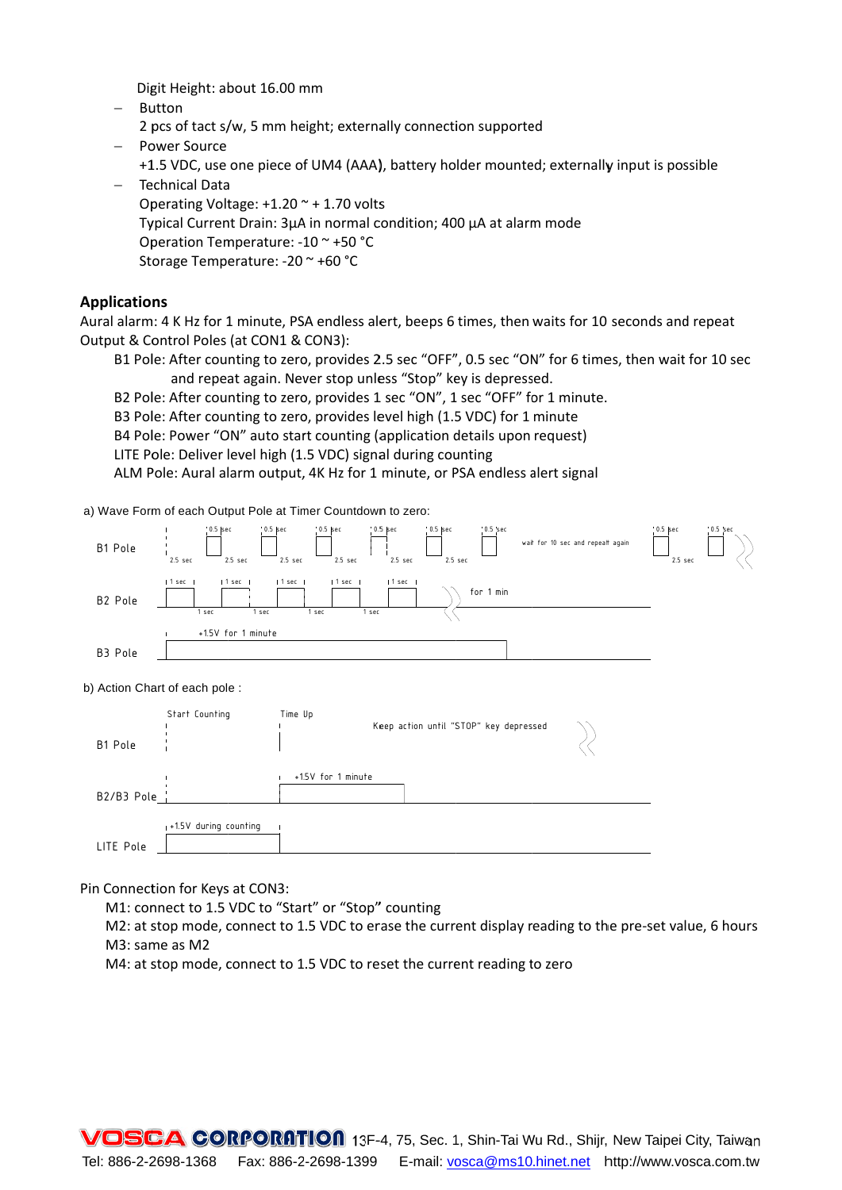Digit Height: about 16.00 mm

- Button
  2 pcs of tact s/w, 5 mm height; externally connection supported
- Power Source
  +1.5 VDC, use one piece of UM4 (AAA), battery holder mounted; externally input is possible
- Technical Data
  Operating Voltage: +1.20 ~ + 1.70 volts
  Typical Current Drain: 3µA in normal condition; 400 µA at alarm mode
  Operation Temperature: -10 ~ +50 °C
  Storage Temperature: -20 ~ +60 °C

## Applications

Aural alarm: 4 K Hz for 1 minute, PSA endless alert, beeps 6 times, then waits for 10 seconds and repeat
Output & Control Poles (at CON1 & CON3):

B1 Pole: After counting to zero, provides 2.5 sec "OFF", 0.5 sec "ON" for 6 times, then wait for 10 sec and repeat again. Never stop unless "Stop" key is depressed.
B2 Pole: After counting to zero, provides 1 sec "ON", 1 sec "OFF" for 1 minute.
B3 Pole: After counting to zero, provides level high (1.5 VDC) for 1 minute
B4 Pole: Power "ON" auto start counting (application details upon request)
LITE Pole: Deliver level high (1.5 VDC) signal during counting
ALM Pole: Aural alarm output, 4K Hz for 1 minute, or PSA endless alert signal

a) Wave Form of each Output Pole at Timer Countdown to zero:

B1 Pole: 2.5 sec / 0.5 sec (repeated 6 times), wait for 10 sec and repeat again

B2 Pole: 1 sec / 1 sec, for 1 min

B3 Pole: +1.5V for 1 minute

b) Action Chart of each pole :

B1 Pole: Start Counting — Time Up — Keep action until "STOP" key depressed

B2/B3 Pole: +1.5V for 1 minute

LITE Pole: +1.5V during counting

Pin Connection for Keys at CON3:

M1: connect to 1.5 VDC to "Start" or "Stop" counting
M2: at stop mode, connect to 1.5 VDC to erase the current display reading to the pre-set value, 6 hours
M3: same as M2
M4: at stop mode, connect to 1.5 VDC to reset the current reading to zero

VOSCA CORPORATION 13F-4, 75, Sec. 1, Shin-Tai Wu Rd., Shijr, New Taipei City, Taiwan
Tel: 886-2-2698-1368 Fax: 886-2-2698-1399 E-mail: vosca@ms10.hinet.net http://www.vosca.com.tw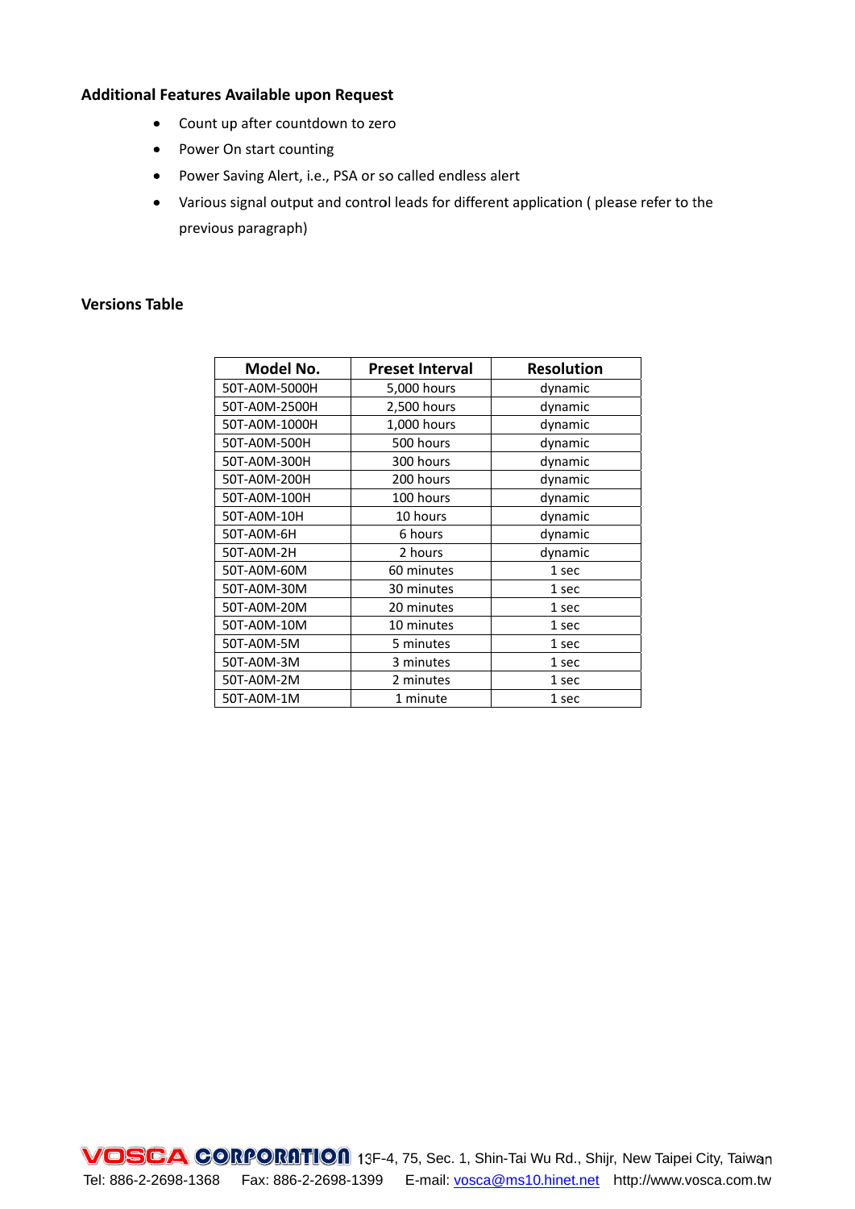**Additional Features Available upon Request**

- Count up after countdown to zero
- Power On start counting
- Power Saving Alert, i.e., PSA or so called endless alert
- Various signal output and control leads for different application ( please refer to the previous paragraph)

**Versions Table**

| Model No. | Preset Interval | Resolution |
|---|---|---|
| 50T-A0M-5000H | 5,000 hours | dynamic |
| 50T-A0M-2500H | 2,500 hours | dynamic |
| 50T-A0M-1000H | 1,000 hours | dynamic |
| 50T-A0M-500H | 500 hours | dynamic |
| 50T-A0M-300H | 300 hours | dynamic |
| 50T-A0M-200H | 200 hours | dynamic |
| 50T-A0M-100H | 100 hours | dynamic |
| 50T-A0M-10H | 10 hours | dynamic |
| 50T-A0M-6H | 6 hours | dynamic |
| 50T-A0M-2H | 2 hours | dynamic |
| 50T-A0M-60M | 60 minutes | 1 sec |
| 50T-A0M-30M | 30 minutes | 1 sec |
| 50T-A0M-20M | 20 minutes | 1 sec |
| 50T-A0M-10M | 10 minutes | 1 sec |
| 50T-A0M-5M | 5 minutes | 1 sec |
| 50T-A0M-3M | 3 minutes | 1 sec |
| 50T-A0M-2M | 2 minutes | 1 sec |
| 50T-A0M-1M | 1 minute | 1 sec |